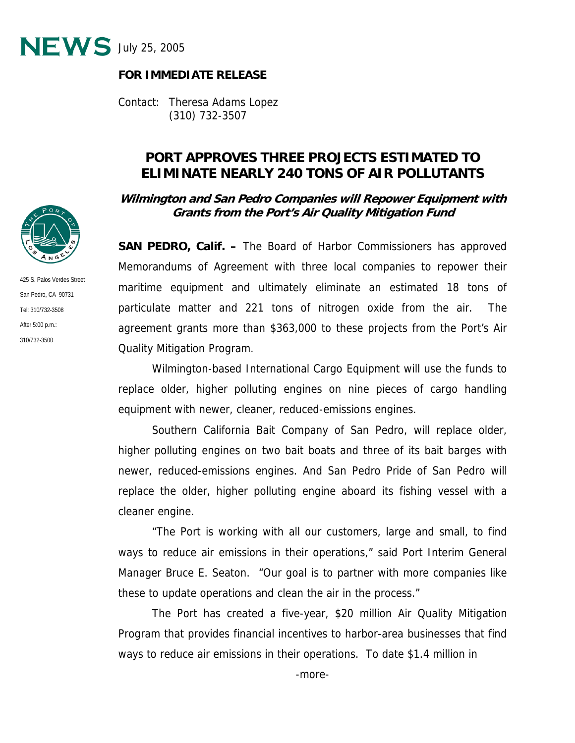**NEWS** July 25, 2005

**FOR IMMEDIATE RELEASE**

Contact: Theresa Adams Lopez
(310) 732-3507

425 S. Palos Verdes Street
San Pedro, CA 90731
Tel: 310/732-3508
After 5:00 p.m.:
310/732-3500

# PORT APPROVES THREE PROJECTS ESTIMATED TO ELIMINATE NEARLY 240 TONS OF AIR POLLUTANTS

### *Wilmington and San Pedro Companies will Repower Equipment with Grants from the Port's Air Quality Mitigation Fund*

**SAN PEDRO, Calif. –** The Board of Harbor Commissioners has approved Memorandums of Agreement with three local companies to repower their maritime equipment and ultimately eliminate an estimated 18 tons of particulate matter and 221 tons of nitrogen oxide from the air. The agreement grants more than $363,000 to these projects from the Port's Air Quality Mitigation Program.

Wilmington-based International Cargo Equipment will use the funds to replace older, higher polluting engines on nine pieces of cargo handling equipment with newer, cleaner, reduced-emissions engines.

Southern California Bait Company of San Pedro, will replace older, higher polluting engines on two bait boats and three of its bait barges with newer, reduced-emissions engines. And San Pedro Pride of San Pedro will replace the older, higher polluting engine aboard its fishing vessel with a cleaner engine.

"The Port is working with all our customers, large and small, to find ways to reduce air emissions in their operations," said Port Interim General Manager Bruce E. Seaton. "Our goal is to partner with more companies like these to update operations and clean the air in the process."

The Port has created a five-year, $20 million Air Quality Mitigation Program that provides financial incentives to harbor-area businesses that find ways to reduce air emissions in their operations. To date $1.4 million in

-more-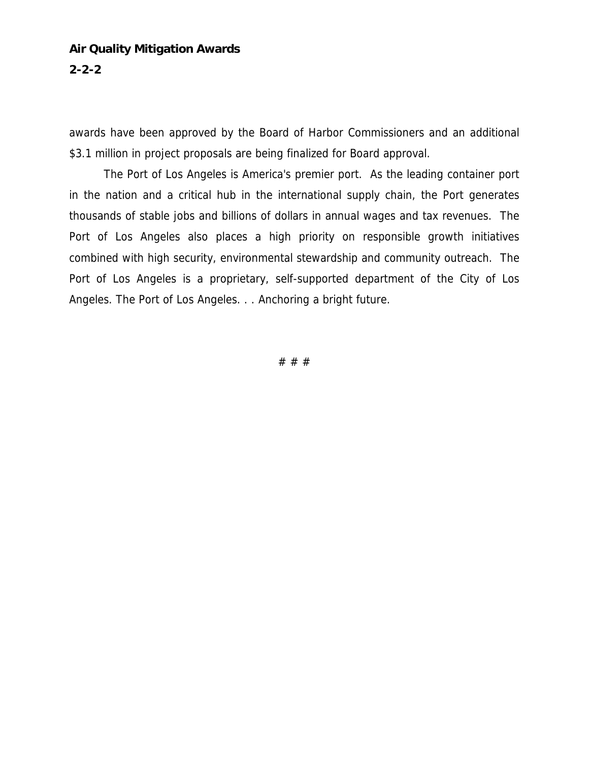awards have been approved by the Board of Harbor Commissioners and an additional $3.1 million in project proposals are being finalized for Board approval.

The Port of Los Angeles is America's premier port. As the leading container port in the nation and a critical hub in the international supply chain, the Port generates thousands of stable jobs and billions of dollars in annual wages and tax revenues. The Port of Los Angeles also places a high priority on responsible growth initiatives combined with high security, environmental stewardship and community outreach. The Port of Los Angeles is a proprietary, self-supported department of the City of Los Angeles. The Port of Los Angeles. . . Anchoring a bright future.

# # #